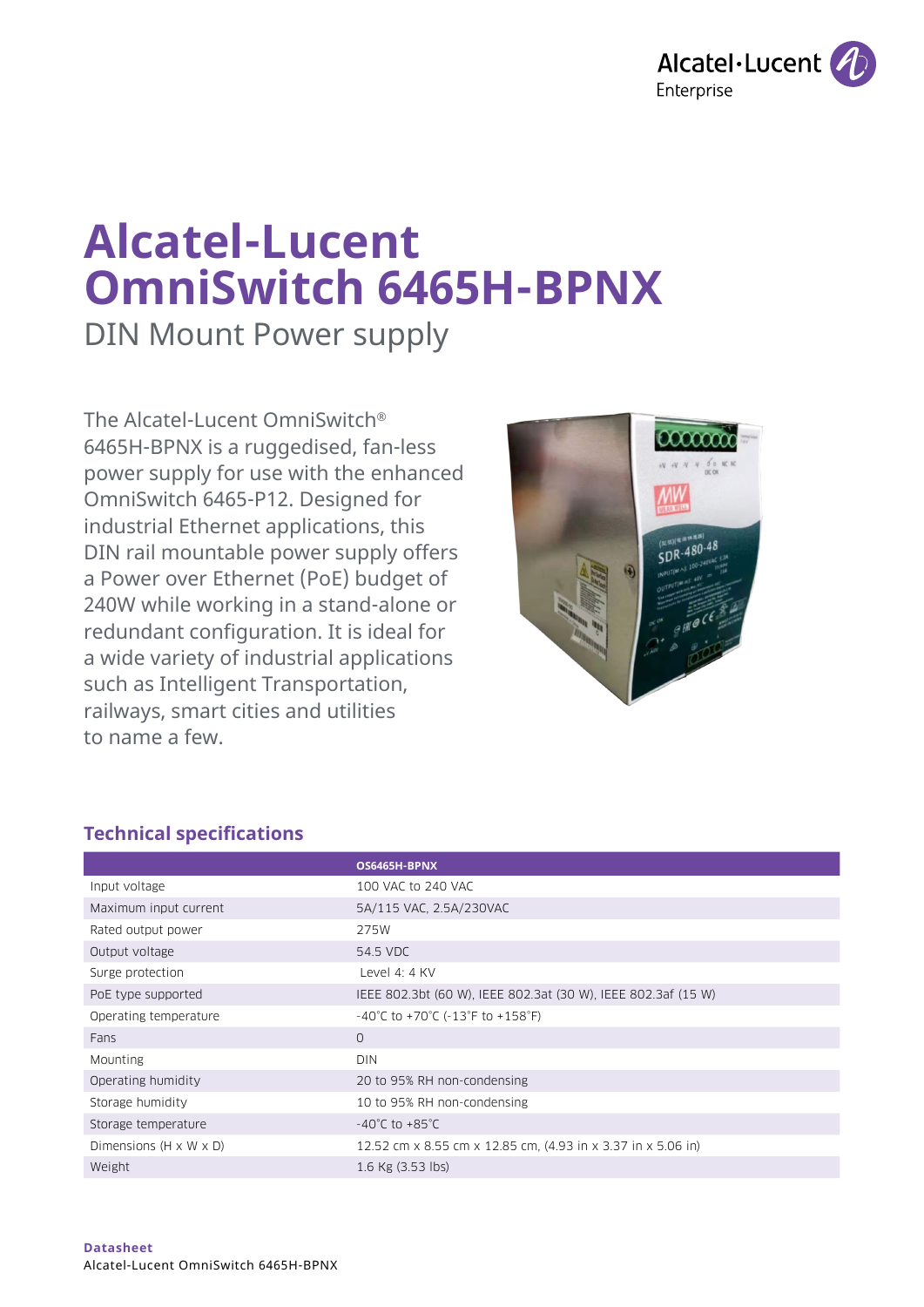# Alcatel-Lucent OmniSwitch 6465H-BPNX

DIN Mount Power supply

The Alcatel-Lucent OmniSwitch® 6465H-BPNX is a ruggedised, fan-less power supply for use with the enhanced OmniSwitch 6465-P12. Designed for industrial Ethernet applications, this DIN rail mountable power supply offers a Power over Ethernet (PoE) budget of 240W while working in a stand-alone or redundant configuration. It is ideal for a wide variety of industrial applications such as Intelligent Transportation, railways, smart cities and utilities to name a few.

## Technical specifications

| | OS6465H-BPNX |
|---|---|
| Input voltage | 100 VAC to 240 VAC |
| Maximum input current | 5A/115 VAC, 2.5A/230VAC |
| Rated output power | 275W |
| Output voltage | 54.5 VDC |
| Surge protection | Level 4: 4 KV |
| PoE type supported | IEEE 802.3bt (60 W), IEEE 802.3at (30 W), IEEE 802.3af (15 W) |
| Operating temperature | -40°C to +70°C (-13°F to +158°F) |
| Fans | 0 |
| Mounting | DIN |
| Operating humidity | 20 to 95% RH non-condensing |
| Storage humidity | 10 to 95% RH non-condensing |
| Storage temperature | -40°C to +85°C |
| Dimensions (H x W x D) | 12.52 cm x 8.55 cm x 12.85 cm, (4.93 in x 3.37 in x 5.06 in) |
| Weight | 1.6 Kg (3.53 lbs) |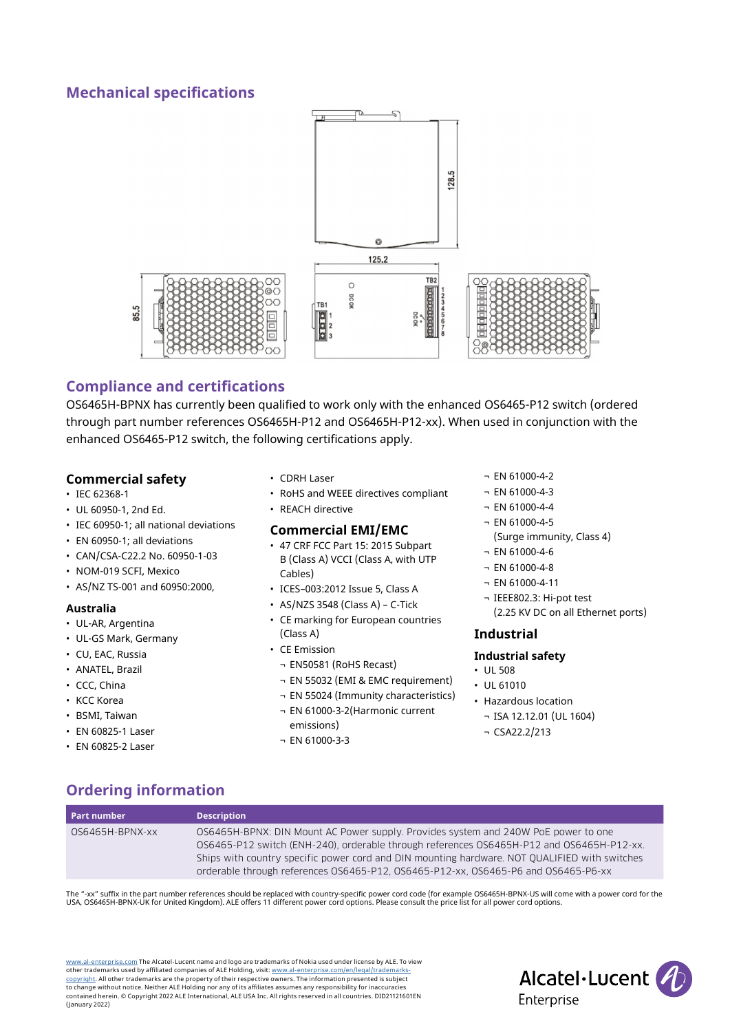## Mechanical specifications

128.5

125.2

85.5

TB2

TB1

DC OK

1
2
3

1
2
3
4
5
6
7
8

## Compliance and certifications

OS6465H-BPNX has currently been qualified to work only with the enhanced OS6465-P12 switch (ordered through part number references OS6465H-P12 and OS6465H-P12-xx). When used in conjunction with the enhanced OS6465-P12 switch, the following certifications apply.

### Commercial safety

- IEC 62368-1
- UL 60950-1, 2nd Ed.
- IEC 60950-1; all national deviations
- EN 60950-1; all deviations
- CAN/CSA-C22.2 No. 60950-1-03
- NOM-019 SCFI, Mexico
- AS/NZ TS-001 and 60950:2000,

### Australia

- UL-AR, Argentina
- UL-GS Mark, Germany
- CU, EAC, Russia
- ANATEL, Brazil
- CCC, China
- KCC Korea
- BSMI, Taiwan
- EN 60825-1 Laser
- EN 60825-2 Laser
- CDRH Laser
- RoHS and WEEE directives compliant
- REACH directive

### Commercial EMI/EMC

- 47 CRF FCC Part 15: 2015 Subpart B (Class A) VCCI (Class A, with UTP Cables)
- ICES–003:2012 Issue 5, Class A
- AS/NZS 3548 (Class A) – C-Tick
- CE marking for European countries (Class A)
- CE Emission
  - EN50581 (RoHS Recast)
  - EN 55032 (EMI & EMC requirement)
  - EN 55024 (Immunity characteristics)
  - EN 61000-3-2(Harmonic current emissions)
  - EN 61000-3-3
  - EN 61000-4-2
  - EN 61000-4-3
  - EN 61000-4-4
  - EN 61000-4-5 (Surge immunity, Class 4)
  - EN 61000-4-6
  - EN 61000-4-8
  - EN 61000-4-11
  - IEEE802.3: Hi-pot test (2.25 KV DC on all Ethernet ports)

### Industrial

### Industrial safety

- UL 508
- UL 61010
- Hazardous location
  - ISA 12.12.01 (UL 1604)
  - CSA22.2/213

## Ordering information

| Part number | Description |
| --- | --- |
| OS6465H-BPNX-xx | OS6465H-BPNX: DIN Mount AC Power supply. Provides system and 240W PoE power to one OS6465-P12 switch (ENH-240), orderable through references OS6465H-P12 and OS6465H-P12-xx. Ships with country specific power cord and DIN mounting hardware. NOT QUALIFIED with switches orderable through references OS6465-P12, OS6465-P12-xx, OS6465-P6 and OS6465-P6-xx |

The "-xx" suffix in the part number references should be replaced with country-specific power cord code (for example OS6465H-BPNX-US will come with a power cord for the USA, OS6465H-BPNX-UK for United Kingdom). ALE offers 11 different power cord options. Please consult the price list for all power cord options.

www.al-enterprise.com The Alcatel-Lucent name and logo are trademarks of Nokia used under license by ALE. To view other trademarks used by affiliated companies of ALE Holding, visit: www.al-enterprise.com/en/legal/trademarks-copyright. All other trademarks are the property of their respective owners. The information presented is subject to change without notice. Neither ALE Holding nor any of its affiliates assumes any responsibility for inaccuracies contained herein. © Copyright 2022 ALE International, ALE USA Inc. All rights reserved in all countries. DID21121601EN (January 2022)

Alcatel·Lucent Enterprise